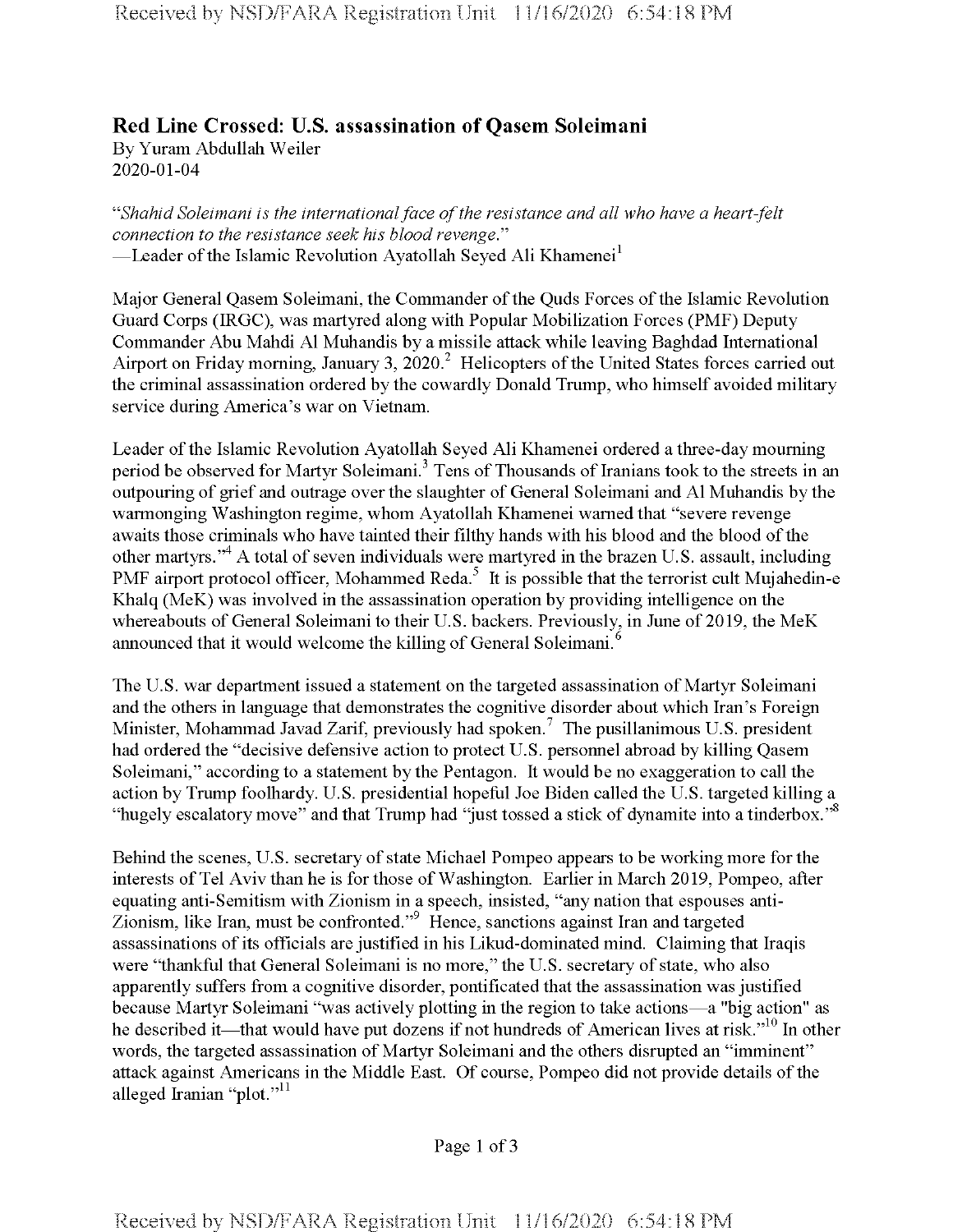## Red Line Crossed: U.S. assassination of Qasem Soleimani

By Yuram Abdullah Weiler
2020-01-04

*"Shahid Soleimani is the international face of the resistance and all who have a heart-felt connection to the resistance seek his blood revenge."*
—Leader of the Islamic Revolution Ayatollah Seyed Ali Khamenei[1]

Major General Qasem Soleimani, the Commander of the Quds Forces of the Islamic Revolution Guard Corps (IRGC), was martyred along with Popular Mobilization Forces (PMF) Deputy Commander Abu Mahdi Al Muhandis by a missile attack while leaving Baghdad International Airport on Friday morning, January 3, 2020.[2] Helicopters of the United States forces carried out the criminal assassination ordered by the cowardly Donald Trump, who himself avoided military service during America's war on Vietnam.

Leader of the Islamic Revolution Ayatollah Seyed Ali Khamenei ordered a three-day mourning period be observed for Martyr Soleimani.[3] Tens of Thousands of Iranians took to the streets in an outpouring of grief and outrage over the slaughter of General Soleimani and Al Muhandis by the warmonging Washington regime, whom Ayatollah Khamenei warned that "severe revenge awaits those criminals who have tainted their filthy hands with his blood and the blood of the other martyrs."[4] A total of seven individuals were martyred in the brazen U.S. assault, including PMF airport protocol officer, Mohammed Reda.[5] It is possible that the terrorist cult Mujahedin-e Khalq (MeK) was involved in the assassination operation by providing intelligence on the whereabouts of General Soleimani to their U.S. backers. Previously, in June of 2019, the MeK announced that it would welcome the killing of General Soleimani.[6]

The U.S. war department issued a statement on the targeted assassination of Martyr Soleimani and the others in language that demonstrates the cognitive disorder about which Iran's Foreign Minister, Mohammad Javad Zarif, previously had spoken.[7] The pusillanimous U.S. president had ordered the "decisive defensive action to protect U.S. personnel abroad by killing Qasem Soleimani," according to a statement by the Pentagon. It would be no exaggeration to call the action by Trump foolhardy. U.S. presidential hopeful Joe Biden called the U.S. targeted killing a "hugely escalatory move" and that Trump had "just tossed a stick of dynamite into a tinderbox."[8]

Behind the scenes, U.S. secretary of state Michael Pompeo appears to be working more for the interests of Tel Aviv than he is for those of Washington. Earlier in March 2019, Pompeo, after equating anti-Semitism with Zionism in a speech, insisted, "any nation that espouses anti-Zionism, like Iran, must be confronted."[9] Hence, sanctions against Iran and targeted assassinations of its officials are justified in his Likud-dominated mind. Claiming that Iraqis were "thankful that General Soleimani is no more," the U.S. secretary of state, who also apparently suffers from a cognitive disorder, pontificated that the assassination was justified because Martyr Soleimani "was actively plotting in the region to take actions—a "big action" as he described it—that would have put dozens if not hundreds of American lives at risk."[10] In other words, the targeted assassination of Martyr Soleimani and the others disrupted an "imminent" attack against Americans in the Middle East. Of course, Pompeo did not provide details of the alleged Iranian "plot."[11]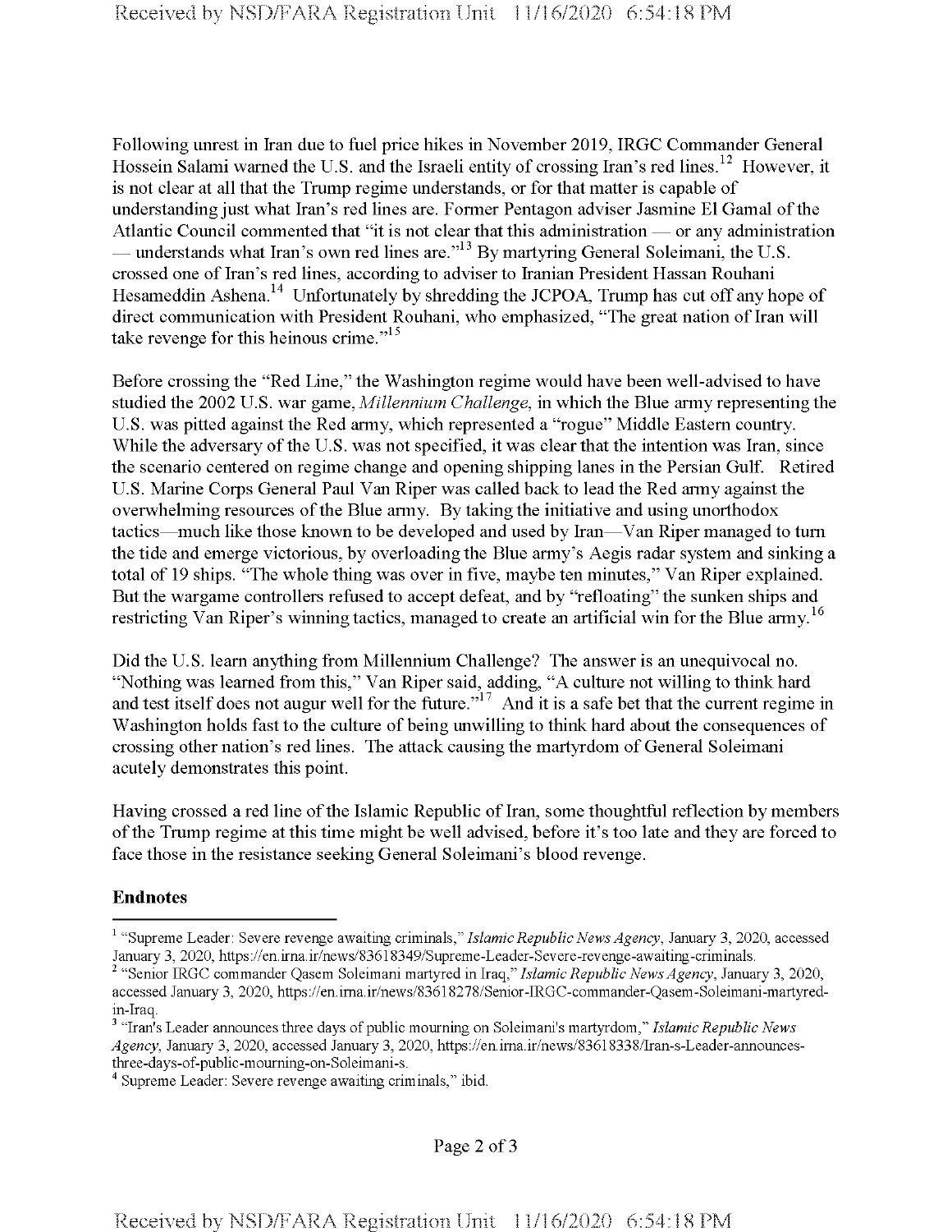Following unrest in Iran due to fuel price hikes in November 2019, IRGC Commander General Hossein Salami warned the U.S. and the Israeli entity of crossing Iran's red lines.[12] However, it is not clear at all that the Trump regime understands, or for that matter is capable of understanding just what Iran's red lines are. Former Pentagon adviser Jasmine El Gamal of the Atlantic Council commented that "it is not clear that this administration — or any administration — understands what Iran's own red lines are."[13] By martyring General Soleimani, the U.S. crossed one of Iran's red lines, according to adviser to Iranian President Hassan Rouhani Hesameddin Ashena.[14] Unfortunately by shredding the JCPOA, Trump has cut off any hope of direct communication with President Rouhani, who emphasized, "The great nation of Iran will take revenge for this heinous crime."[15]

Before crossing the "Red Line," the Washington regime would have been well-advised to have studied the 2002 U.S. war game, *Millennium Challenge*, in which the Blue army representing the U.S. was pitted against the Red army, which represented a "rogue" Middle Eastern country. While the adversary of the U.S. was not specified, it was clear that the intention was Iran, since the scenario centered on regime change and opening shipping lanes in the Persian Gulf. Retired U.S. Marine Corps General Paul Van Riper was called back to lead the Red army against the overwhelming resources of the Blue army. By taking the initiative and using unorthodox tactics—much like those known to be developed and used by Iran—Van Riper managed to turn the tide and emerge victorious, by overloading the Blue army's Aegis radar system and sinking a total of 19 ships. "The whole thing was over in five, maybe ten minutes," Van Riper explained. But the wargame controllers refused to accept defeat, and by "refloating" the sunken ships and restricting Van Riper's winning tactics, managed to create an artificial win for the Blue army.[16]

Did the U.S. learn anything from Millennium Challenge? The answer is an unequivocal no. "Nothing was learned from this," Van Riper said, adding, "A culture not willing to think hard and test itself does not augur well for the future."[17] And it is a safe bet that the current regime in Washington holds fast to the culture of being unwilling to think hard about the consequences of crossing other nation's red lines. The attack causing the martyrdom of General Soleimani acutely demonstrates this point.

Having crossed a red line of the Islamic Republic of Iran, some thoughtful reflection by members of the Trump regime at this time might be well advised, before it's too late and they are forced to face those in the resistance seeking General Soleimani's blood revenge.

**Endnotes**

[1] "Supreme Leader: Severe revenge awaiting criminals," *Islamic Republic News Agency*, January 3, 2020, accessed January 3, 2020, https://en.irna.ir/news/83618349/Supreme-Leader-Severe-revenge-awaiting-criminals.

[2] "Senior IRGC commander Qasem Soleimani martyred in Iraq," *Islamic Republic News Agency*, January 3, 2020, accessed January 3, 2020, https://en.irna.ir/news/83618278/Senior-IRGC-commander-Qasem-Soleimani-martyred-in-Iraq.

[3] "Iran's Leader announces three days of public mourning on Soleimani's martyrdom," *Islamic Republic News Agency*, January 3, 2020, accessed January 3, 2020, https://en.irna.ir/news/83618338/Iran-s-Leader-announces-three-days-of-public-mourning-on-Soleimani-s.

[4] Supreme Leader: Severe revenge awaiting criminals," ibid.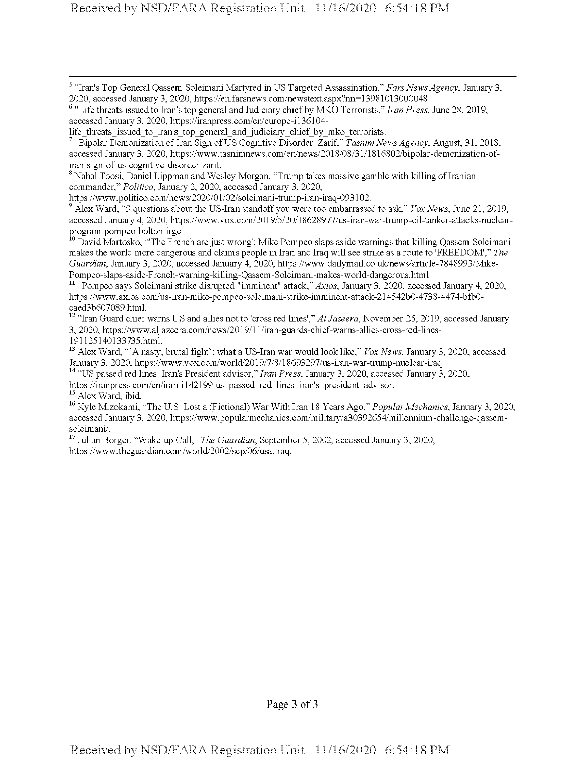[5] "Iran's Top General Qassem Soleimani Martyred in US Targeted Assassination," *Fars News Agency*, January 3, 2020, accessed January 3, 2020, https://en.farsnews.com/newstext.aspx?nn=13981013000048.

[6] "Life threats issued to Iran's top general and Judiciary chief by MKO Terrorists," *Iran Press*, June 28, 2019, accessed January 3, 2020, https://iranpress.com/en/europe-i136104-life_threats_issued_to_iran's_top_general_and_judiciary_chief_by_mko_terrorists.

[7] "Bipolar Demonization of Iran Sign of US Cognitive Disorder: Zarif," *Tasnim News Agency*, August, 31, 2018, accessed January 3, 2020, https://www.tasnimnews.com/en/news/2018/08/31/1816802/bipolar-demonization-of-iran-sign-of-us-cognitive-disorder-zarif.

[8] Nahal Toosi, Daniel Lippman and Wesley Morgan, "Trump takes massive gamble with killing of Iranian commander," *Politico*, January 2, 2020, accessed January 3, 2020, https://www.politico.com/news/2020/01/02/soleimani-trump-iran-iraq-093102.

[9] Alex Ward, "9 questions about the US-Iran standoff you were too embarrassed to ask," *Vox News*, June 21, 2019, accessed January 4, 2020, https://www.vox.com/2019/5/20/18628977/us-iran-war-trump-oil-tanker-attacks-nuclear-program-pompeo-bolton-irgc.

[10] David Martosko, "'The French are just wrong': Mike Pompeo slaps aside warnings that killing Qassem Soleimani makes the world more dangerous and claims people in Iran and Iraq will see strike as a route to 'FREEDOM'," *The Guardian*, January 3, 2020, accessed January 4, 2020, https://www.dailymail.co.uk/news/article-7848993/Mike-Pompeo-slaps-aside-French-warning-killing-Qassem-Soleimani-makes-world-dangerous.html.

[11] "Pompeo says Soleimani strike disrupted "imminent" attack," *Axios*, January 3, 2020, accessed January 4, 2020, https://www.axios.com/us-iran-mike-pompeo-soleimani-strike-imminent-attack-214542b0-4738-4474-bfb0-caed3b607089.html.

[12] "Iran Guard chief warns US and allies not to 'cross red lines'," *Al Jazeera*, November 25, 2019, accessed January 3, 2020, https://www.aljazeera.com/news/2019/11/iran-guards-chief-warns-allies-cross-red-lines-191125140133735.html.

[13] Alex Ward, "'A nasty, brutal fight': what a US-Iran war would look like," *Vox News*, January 3, 2020, accessed January 3, 2020, https://www.vox.com/world/2019/7/8/18693297/us-iran-war-trump-nuclear-iraq.

[14] "US passed red lines: Iran's President advisor," *Iran Press*, January 3, 2020, accessed January 3, 2020, https://iranpress.com/en/iran-i142199-us_passed_red_lines_iran's_president_advisor.

[15] Alex Ward, ibid.

[16] Kyle Mizokami, "The U.S. Lost a (Fictional) War With Iran 18 Years Ago," *Popular Mechanics*, January 3, 2020, accessed January 3, 2020, https://www.popularmechanics.com/military/a30392654/millennium-challenge-qassem-soleimani/.

[17] Julian Borger, "Wake-up Call," *The Guardian*, September 5, 2002, accessed January 3, 2020, https://www.theguardian.com/world/2002/sep/06/usa.iraq.